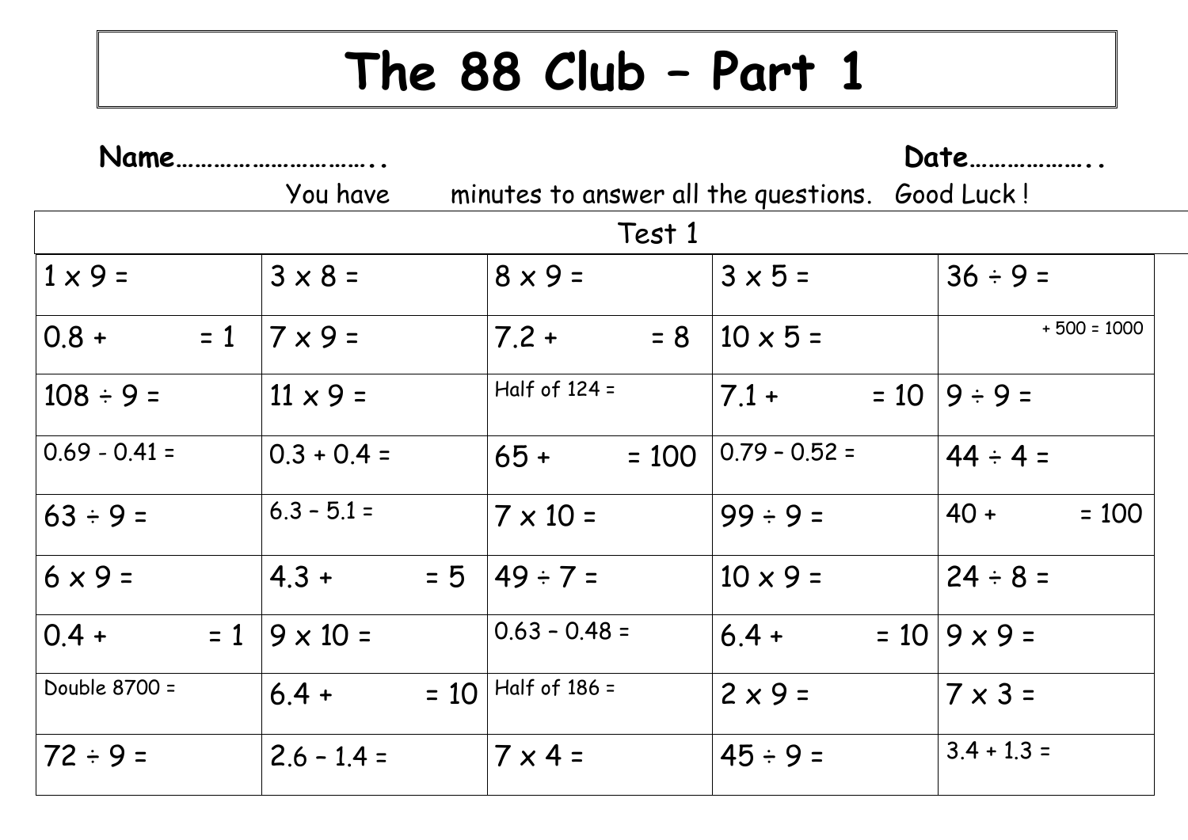# The 88 Club – Part 1

**Name…………………………..** **Date………………..**

You have minutes to answer all the questions. Good Luck !

| Test 1 | | | | |
|---|---|---|---|---|
| 1 x 9 = | 3 x 8 = | 8 x 9 = | 3 x 5 = | 36 ÷ 9 = |
| 0.8 + = 1 | 7 x 9 = | 7.2 + = 8 | 10 x 5 = | + 500 = 1000 |
| 108 ÷ 9 = | 11 x 9 = | Half of 124 = | 7.1 + = 10 | 9 ÷ 9 = |
| 0.69 - 0.41 = | 0.3 + 0.4 = | 65 + = 100 | 0.79 – 0.52 = | 44 ÷ 4 = |
| 63 ÷ 9 = | 6.3 – 5.1 = | 7 x 10 = | 99 ÷ 9 = | 40 + = 100 |
| 6 x 9 = | 4.3 + = 5 | 49 ÷ 7 = | 10 x 9 = | 24 ÷ 8 = |
| 0.4 + = 1 | 9 x 10 = | 0.63 – 0.48 = | 6.4 + = 10 | 9 x 9 = |
| Double 8700 = | 6.4 + = 10 | Half of 186 = | 2 x 9 = | 7 x 3 = |
| 72 ÷ 9 = | 2.6 – 1.4 = | 7 x 4 = | 45 ÷ 9 = | 3.4 + 1.3 = |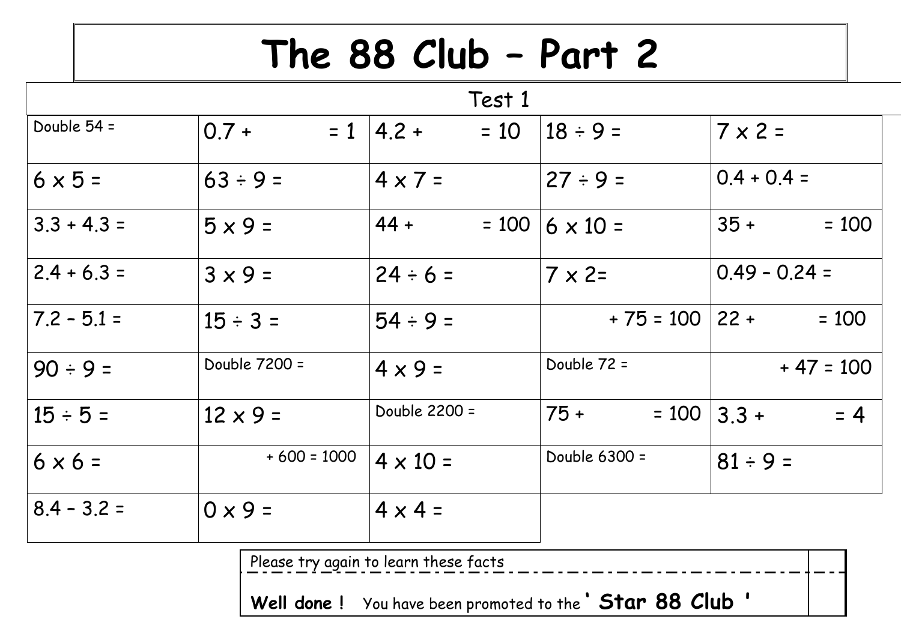# The 88 Club – Part 2

## Test 1

| | | | | |
|---|---|---|---|---|
| Double 54 = | 0.7 + = 1 | 4.2 + = 10 | 18 ÷ 9 = | 7 x 2 = |
| 6 x 5 = | 63 ÷ 9 = | 4 x 7 = | 27 ÷ 9 = | 0.4 + 0.4 = |
| 3.3 + 4.3 = | 5 x 9 = | 44 + = 100 | 6 x 10 = | 35 + = 100 |
| 2.4 + 6.3 = | 3 x 9 = | 24 ÷ 6 = | 7 x 2= | 0.49 – 0.24 = |
| 7.2 – 5.1 = | 15 ÷ 3 = | 54 ÷ 9 = | + 75 = 100 | 22 + = 100 |
| 90 ÷ 9 = | Double 7200 = | 4 x 9 = | Double 72 = | + 47 = 100 |
| 15 ÷ 5 = | 12 x 9 = | Double 2200 = | 75 + = 100 | 3.3 + = 4 |
| 6 x 6 = | + 600 = 1000 | 4 x 10 = | Double 6300 = | 81 ÷ 9 = |
| 8.4 – 3.2 = | 0 x 9 = | 4 x 4 = | | |

| | |
|---|---|
| Please try again to learn these facts | |
| **Well done !** You have been promoted to the **' Star 88 Club '** | |